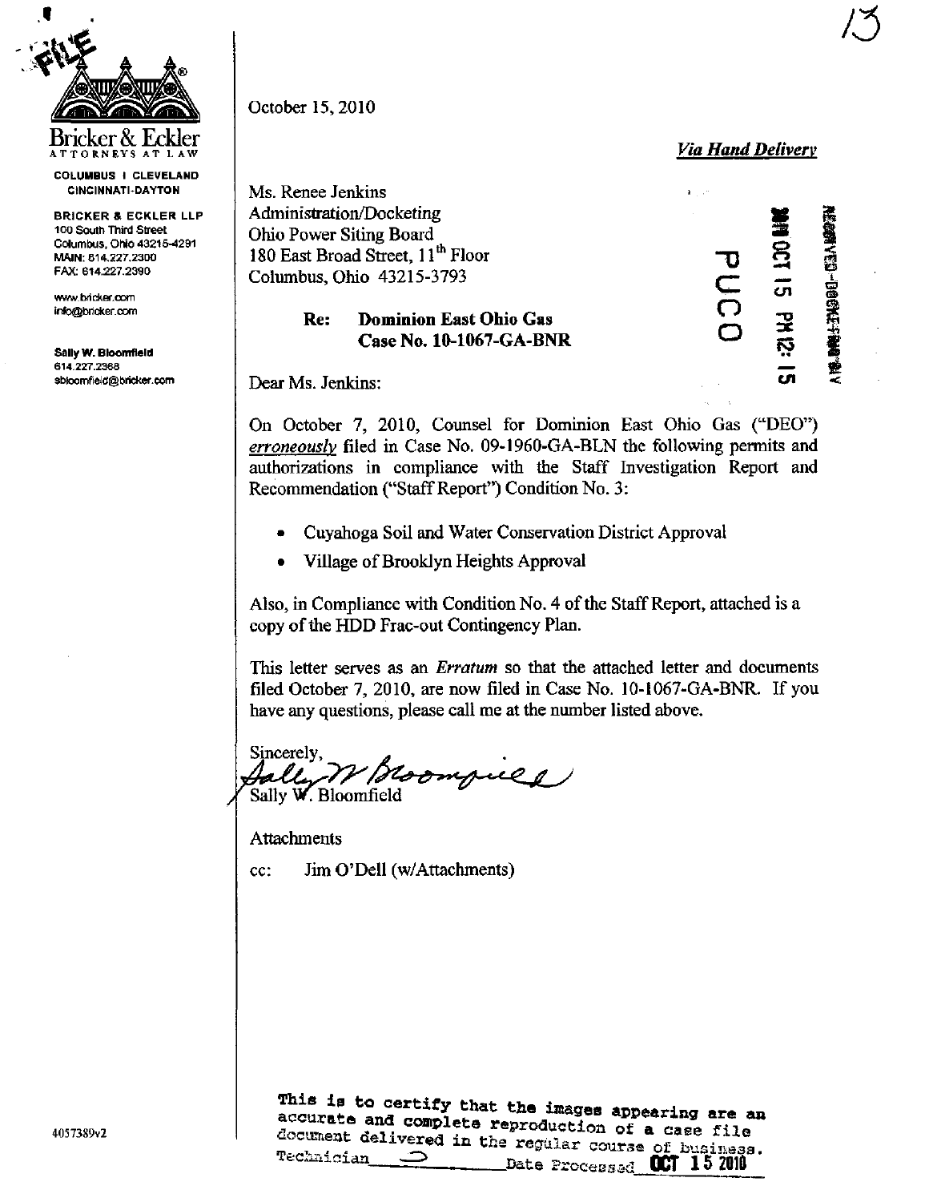FILE

Bricker & Eckler
ATTORNEYS AT LAW

COLUMBUS | CLEVELAND
CINCINNATI-DAYTON

BRICKER & ECKLER LLP
100 South Third Street
Columbus, Ohio 43215-4291
MAIN: 614.227.2300
FAX: 614.227.2390

www.bricker.com
info@bricker.com

**Sally W. Bloomfield**
614.227.2368
sbloomfield@bricker.com

October 15, 2010

***Via Hand Delivery***

RECEIVED-DOCKETING DIV
2010 OCT 15 PM 12: 15
PUCO

Ms. Renee Jenkins
Administration/Docketing
Ohio Power Siting Board
180 East Broad Street, 11th Floor
Columbus, Ohio 43215-3793

**Re: Dominion East Ohio Gas**
**Case No. 10-1067-GA-BNR**

Dear Ms. Jenkins:

On October 7, 2010, Counsel for Dominion East Ohio Gas ("DEO") *erroneously* filed in Case No. 09-1960-GA-BLN the following permits and authorizations in compliance with the Staff Investigation Report and Recommendation ("Staff Report") Condition No. 3:

- Cuyahoga Soil and Water Conservation District Approval
- Village of Brooklyn Heights Approval

Also, in Compliance with Condition No. 4 of the Staff Report, attached is a copy of the HDD Frac-out Contingency Plan.

This letter serves as an *Erratum* so that the attached letter and documents filed October 7, 2010, are now filed in Case No. 10-1067-GA-BNR. If you have any questions, please call me at the number listed above.

Sincerely,

Sally W. Bloomfield

Attachments

cc: Jim O'Dell (w/Attachments)

4057389v2

This is to certify that the images appearing are an accurate and complete reproduction of a case file document delivered in the regular course of business.
Technician ____ Date Processed OCT 15 2010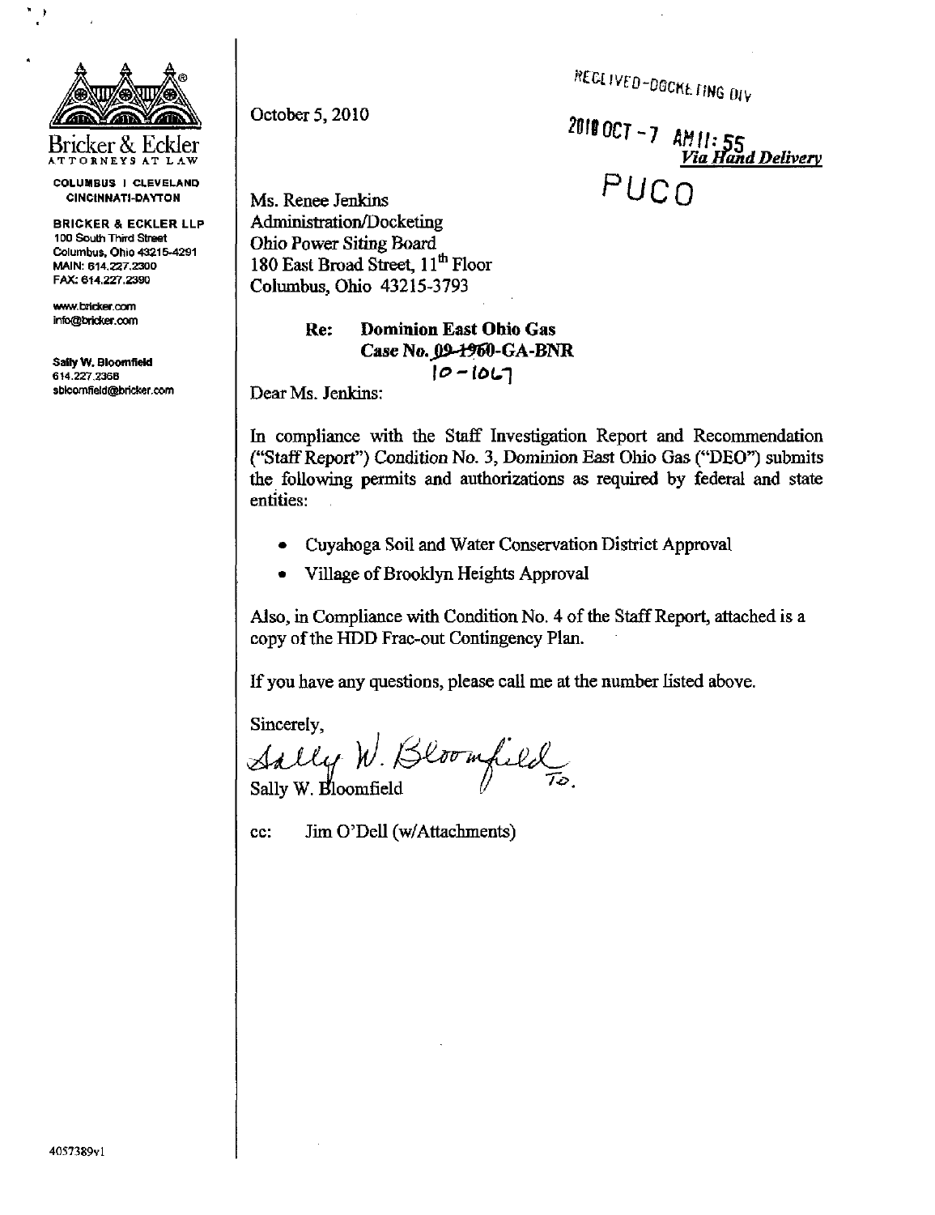Bricker & Eckler
ATTORNEYS AT LAW

COLUMBUS | CLEVELAND
CINCINNATI-DAYTON

BRICKER & ECKLER LLP
100 South Third Street
Columbus, Ohio 43215-4291
MAIN: 614.227.2300
FAX: 614.227.2390

www.bricker.com
info@bricker.com

Sally W. Bloomfield
614.227.2368
sbloomfield@bricker.com

October 5, 2010

RECEIVED-DOCKETING DIV
2010 OCT -7 AM 11: 55
PUCO

*Via Hand Delivery*

Ms. Renee Jenkins
Administration/Docketing
Ohio Power Siting Board
180 East Broad Street, 11th Floor
Columbus, Ohio 43215-3793

**Re: Dominion East Ohio Gas**
**Case No. ~~09-1960~~-GA-BNR**
10-1067

Dear Ms. Jenkins:

In compliance with the Staff Investigation Report and Recommendation ("Staff Report") Condition No. 3, Dominion East Ohio Gas ("DEO") submits the following permits and authorizations as required by federal and state entities:

- Cuyahoga Soil and Water Conservation District Approval
- Village of Brooklyn Heights Approval

Also, in Compliance with Condition No. 4 of the Staff Report, attached is a copy of the HDD Frac-out Contingency Plan.

If you have any questions, please call me at the number listed above.

Sincerely,

Sally W. Bloomfield

cc: Jim O'Dell (w/Attachments)

4057389v1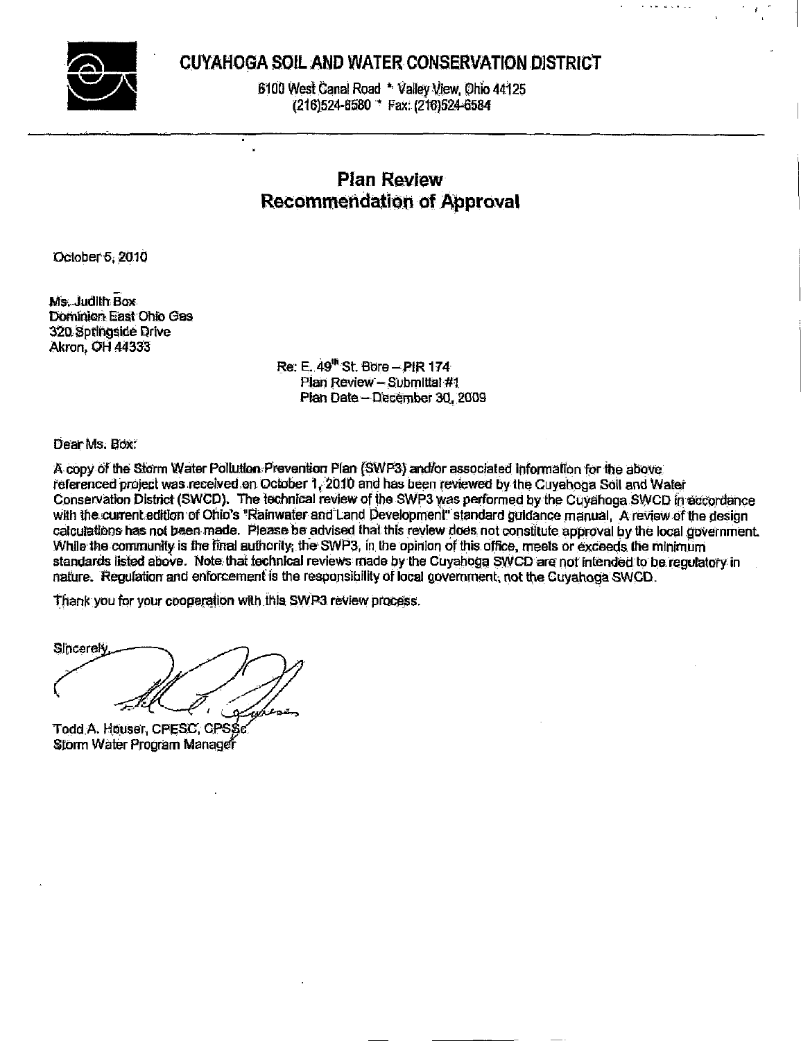# CUYAHOGA SOIL AND WATER CONSERVATION DISTRICT

6100 West Canal Road * Valley View, Ohio 44125
(216)524-6580 * Fax: (216)524-6584

## Plan Review
## Recommendation of Approval

October 5, 2010

Ms. Judith Box
Dominion East Ohio Gas
320 Springside Drive
Akron, OH 44333

Re: E. 49th St. Bore – PIR 174
Plan Review – Submittal #1
Plan Date – December 30, 2009

Dear Ms. Box:

A copy of the Storm Water Pollution Prevention Plan (SWP3) and/or associated information for the above referenced project was received on October 1, 2010 and has been reviewed by the Cuyahoga Soil and Water Conservation District (SWCD). The technical review of the SWP3 was performed by the Cuyahoga SWCD in accordance with the current edition of Ohio's "Rainwater and Land Development" standard guidance manual. A review of the design calculations has not been made. Please be advised that this review does not constitute approval by the local government. While the community is the final authority, the SWP3, in the opinion of this office, meets or exceeds the minimum standards listed above. Note that technical reviews made by the Cuyahoga SWCD are not intended to be regulatory in nature. Regulation and enforcement is the responsibility of local government, not the Cuyahoga SWCD.

Thank you for your cooperation with this SWP3 review process.

Sincerely,

Todd A. Houser, CPESC, CPSSc
Storm Water Program Manager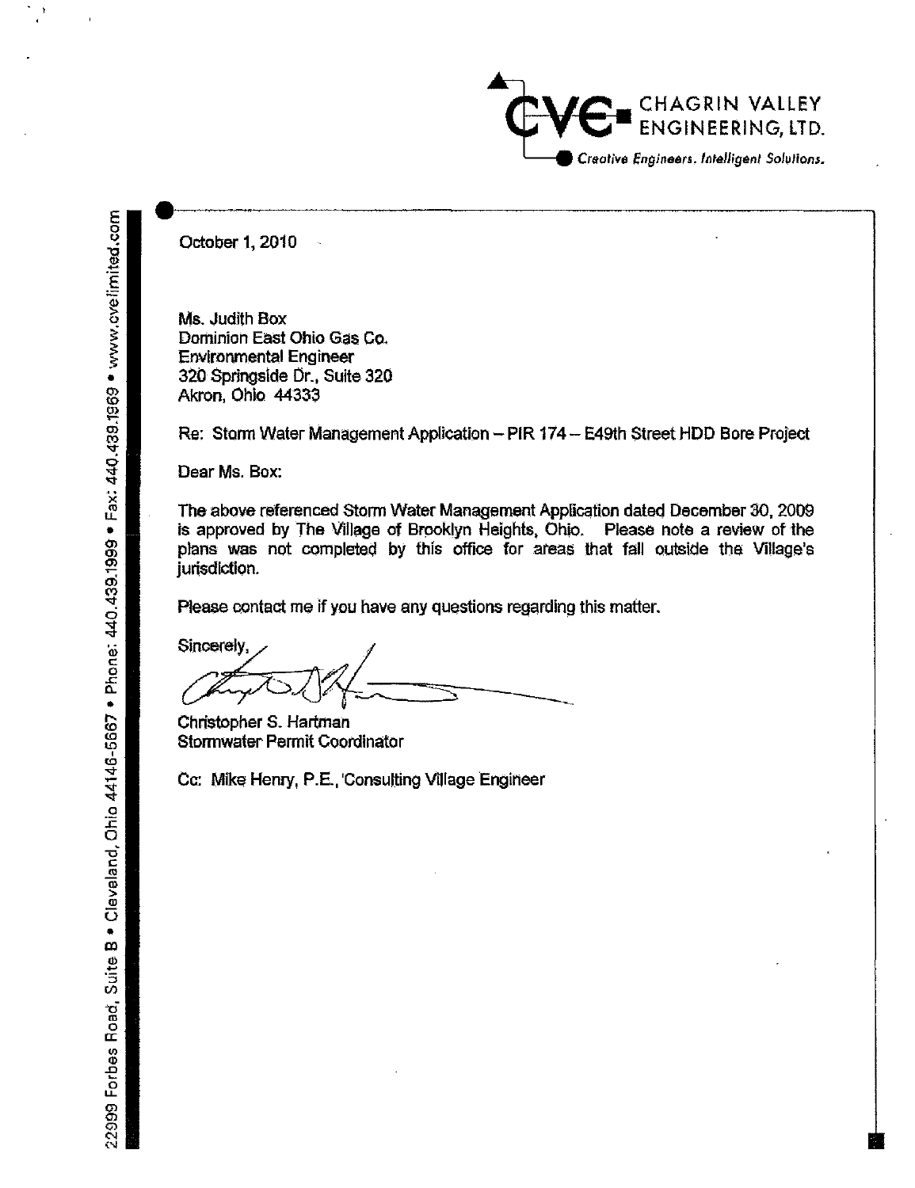CHAGRIN VALLEY ENGINEERING, LTD.

*Creative Engineers. Intelligent Solutions.*

October 1, 2010

Ms. Judith Box
Dominion East Ohio Gas Co.
Environmental Engineer
320 Springside Dr., Suite 320
Akron, Ohio 44333

Re: Storm Water Management Application – PIR 174 – E49th Street HDD Bore Project

Dear Ms. Box:

The above referenced Storm Water Management Application dated December 30, 2009 is approved by The Village of Brooklyn Heights, Ohio. Please note a review of the plans was not completed by this office for areas that fall outside the Village's jurisdiction.

Please contact me if you have any questions regarding this matter.

Sincerely,

Christopher S. Hartman
Stormwater Permit Coordinator

Cc: Mike Henry, P.E., Consulting Village Engineer

22999 Forbes Road, Suite B • Cleveland, Ohio 44146-5667 • Phone: 440.439.1999 • Fax: 440.439.1969 • www.cvelimited.com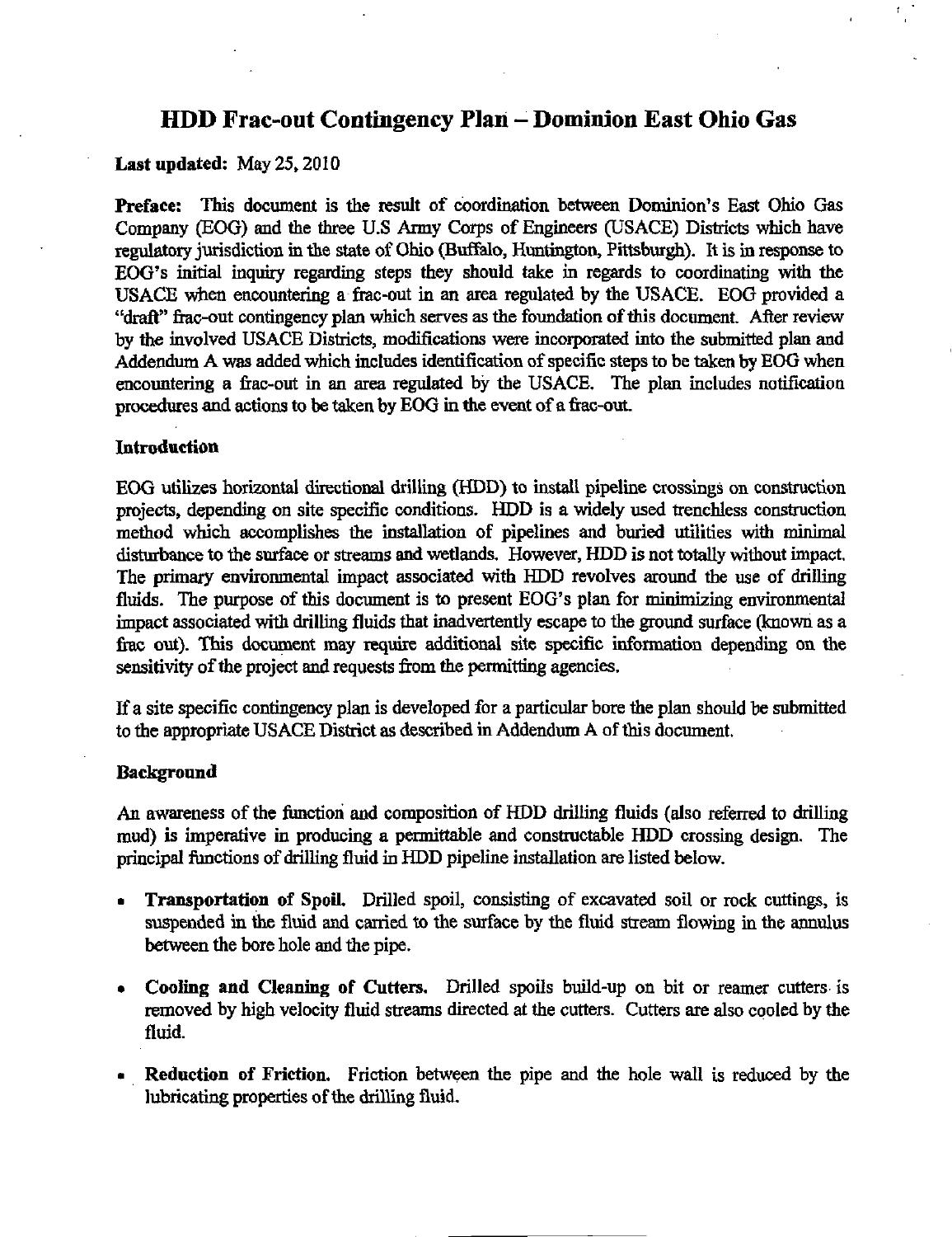# HDD Frac-out Contingency Plan – Dominion East Ohio Gas

**Last updated:** May 25, 2010

**Preface:** This document is the result of coordination between Dominion's East Ohio Gas Company (EOG) and the three U.S Army Corps of Engineers (USACE) Districts which have regulatory jurisdiction in the state of Ohio (Buffalo, Huntington, Pittsburgh). It is in response to EOG's initial inquiry regarding steps they should take in regards to coordinating with the USACE when encountering a frac-out in an area regulated by the USACE. EOG provided a "draft" frac-out contingency plan which serves as the foundation of this document. After review by the involved USACE Districts, modifications were incorporated into the submitted plan and Addendum A was added which includes identification of specific steps to be taken by EOG when encountering a frac-out in an area regulated by the USACE. The plan includes notification procedures and actions to be taken by EOG in the event of a frac-out.

## Introduction

EOG utilizes horizontal directional drilling (HDD) to install pipeline crossings on construction projects, depending on site specific conditions. HDD is a widely used trenchless construction method which accomplishes the installation of pipelines and buried utilities with minimal disturbance to the surface or streams and wetlands. However, HDD is not totally without impact. The primary environmental impact associated with HDD revolves around the use of drilling fluids. The purpose of this document is to present EOG's plan for minimizing environmental impact associated with drilling fluids that inadvertently escape to the ground surface (known as a frac out). This document may require additional site specific information depending on the sensitivity of the project and requests from the permitting agencies.

If a site specific contingency plan is developed for a particular bore the plan should be submitted to the appropriate USACE District as described in Addendum A of this document.

## Background

An awareness of the function and composition of HDD drilling fluids (also referred to drilling mud) is imperative in producing a permittable and constructable HDD crossing design. The principal functions of drilling fluid in HDD pipeline installation are listed below.

- **Transportation of Spoil.** Drilled spoil, consisting of excavated soil or rock cuttings, is suspended in the fluid and carried to the surface by the fluid stream flowing in the annulus between the bore hole and the pipe.
- **Cooling and Cleaning of Cutters.** Drilled spoils build-up on bit or reamer cutters is removed by high velocity fluid streams directed at the cutters. Cutters are also cooled by the fluid.
- **Reduction of Friction.** Friction between the pipe and the hole wall is reduced by the lubricating properties of the drilling fluid.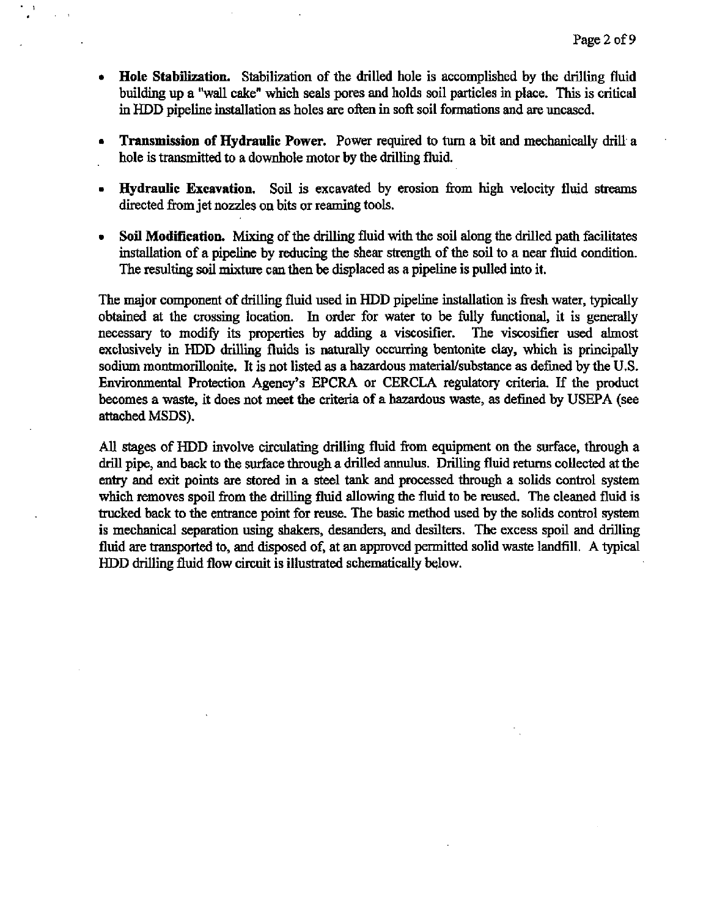- **Hole Stabilization.** Stabilization of the drilled hole is accomplished by the drilling fluid building up a "wall cake" which seals pores and holds soil particles in place. This is critical in HDD pipeline installation as holes are often in soft soil formations and are uncased.

- **Transmission of Hydraulic Power.** Power required to turn a bit and mechanically drill a hole is transmitted to a downhole motor by the drilling fluid.

- **Hydraulic Excavation.** Soil is excavated by erosion from high velocity fluid streams directed from jet nozzles on bits or reaming tools.

- **Soil Modification.** Mixing of the drilling fluid with the soil along the drilled path facilitates installation of a pipeline by reducing the shear strength of the soil to a near fluid condition. The resulting soil mixture can then be displaced as a pipeline is pulled into it.

The major component of drilling fluid used in HDD pipeline installation is fresh water, typically obtained at the crossing location. In order for water to be fully functional, it is generally necessary to modify its properties by adding a viscosifier. The viscosifier used almost exclusively in HDD drilling fluids is naturally occurring bentonite clay, which is principally sodium montmorillonite. It is not listed as a hazardous material/substance as defined by the U.S. Environmental Protection Agency's EPCRA or CERCLA regulatory criteria. If the product becomes a waste, it does not meet the criteria of a hazardous waste, as defined by USEPA (see attached MSDS).

All stages of HDD involve circulating drilling fluid from equipment on the surface, through a drill pipe, and back to the surface through a drilled annulus. Drilling fluid returns collected at the entry and exit points are stored in a steel tank and processed through a solids control system which removes spoil from the drilling fluid allowing the fluid to be reused. The cleaned fluid is trucked back to the entrance point for reuse. The basic method used by the solids control system is mechanical separation using shakers, desanders, and desilters. The excess spoil and drilling fluid are transported to, and disposed of, at an approved permitted solid waste landfill. A typical HDD drilling fluid flow circuit is illustrated schematically below.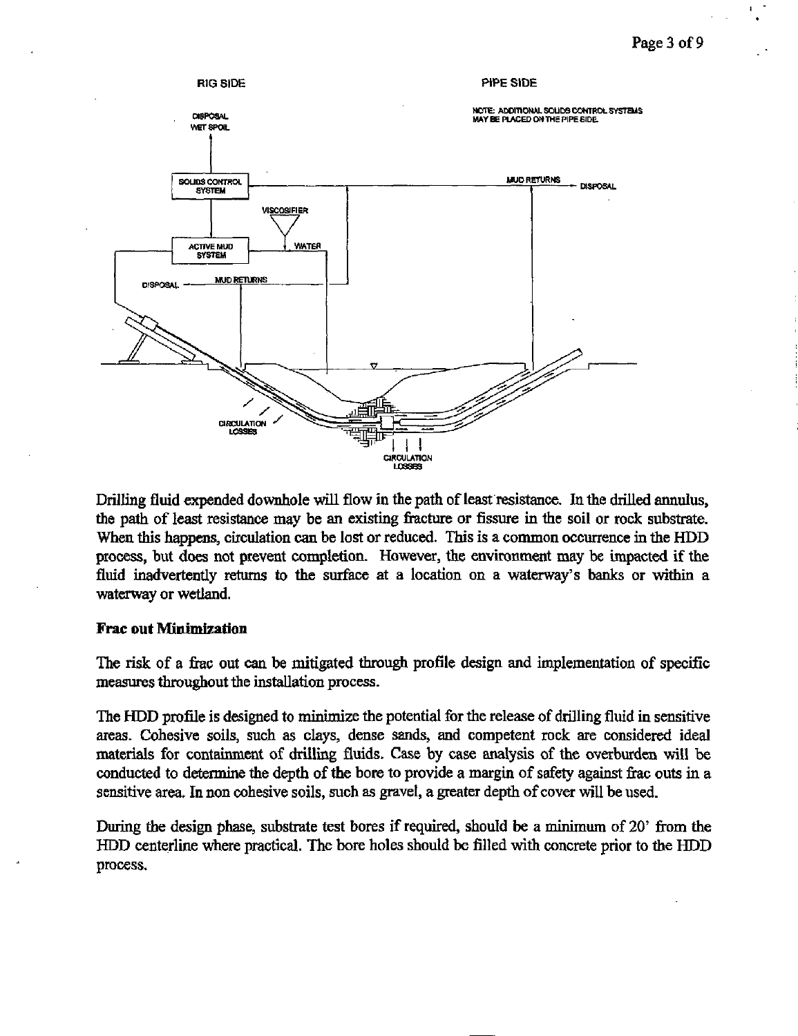Drilling fluid expended downhole will flow in the path of least resistance. In the drilled annulus, the path of least resistance may be an existing fracture or fissure in the soil or rock substrate. When this happens, circulation can be lost or reduced. This is a common occurrence in the HDD process, but does not prevent completion. However, the environment may be impacted if the fluid inadvertently returns to the surface at a location on a waterway's banks or within a waterway or wetland.

**Frac out Minimization**

The risk of a frac out can be mitigated through profile design and implementation of specific measures throughout the installation process.

The HDD profile is designed to minimize the potential for the release of drilling fluid in sensitive areas. Cohesive soils, such as clays, dense sands, and competent rock are considered ideal materials for containment of drilling fluids. Case by case analysis of the overburden will be conducted to determine the depth of the bore to provide a margin of safety against frac outs in a sensitive area. In non cohesive soils, such as gravel, a greater depth of cover will be used.

During the design phase, substrate test bores if required, should be a minimum of 20' from the HDD centerline where practical. The bore holes should be filled with concrete prior to the HDD process.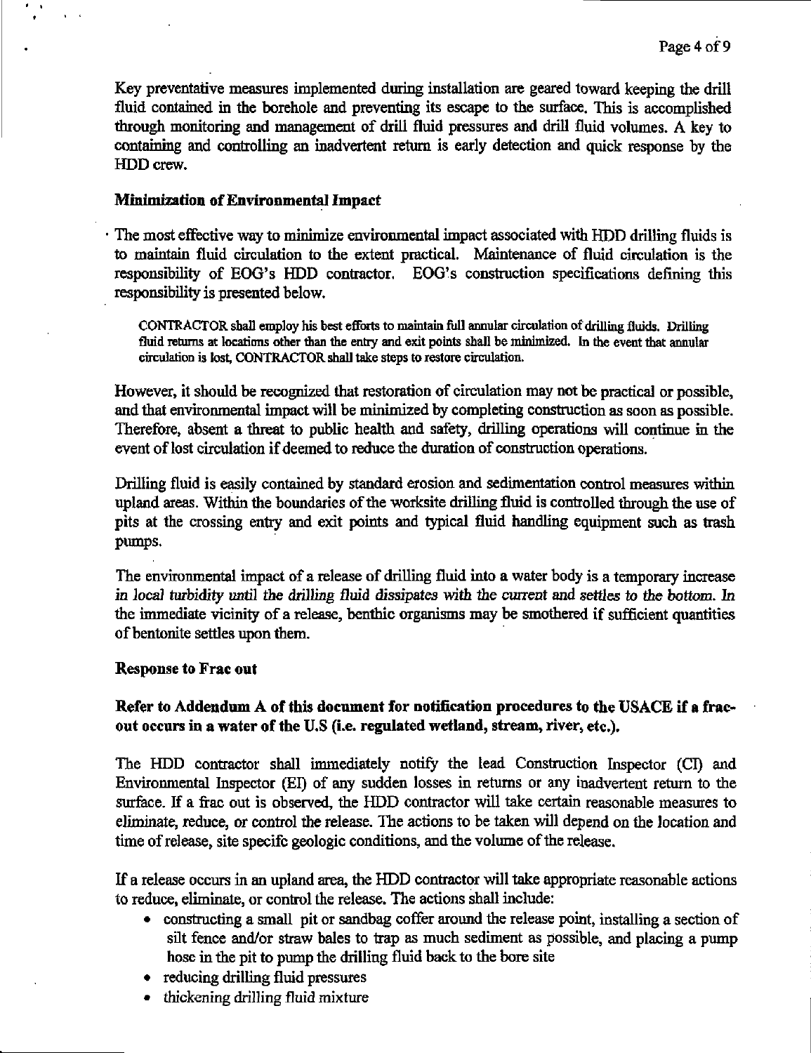Key preventative measures implemented during installation are geared toward keeping the drill fluid contained in the borehole and preventing its escape to the surface. This is accomplished through monitoring and management of drill fluid pressures and drill fluid volumes. A key to containing and controlling an inadvertent return is early detection and quick response by the HDD crew.

**Minimization of Environmental Impact**

The most effective way to minimize environmental impact associated with HDD drilling fluids is to maintain fluid circulation to the extent practical. Maintenance of fluid circulation is the responsibility of EOG's HDD contractor. EOG's construction specifications defining this responsibility is presented below.

> CONTRACTOR shall employ his best efforts to maintain full annular circulation of drilling fluids. Drilling fluid returns at locations other than the entry and exit points shall be minimized. In the event that annular circulation is lost, CONTRACTOR shall take steps to restore circulation.

However, it should be recognized that restoration of circulation may not be practical or possible, and that environmental impact will be minimized by completing construction as soon as possible. Therefore, absent a threat to public health and safety, drilling operations will continue in the event of lost circulation if deemed to reduce the duration of construction operations.

Drilling fluid is easily contained by standard erosion and sedimentation control measures within upland areas. Within the boundaries of the worksite drilling fluid is controlled through the use of pits at the crossing entry and exit points and typical fluid handling equipment such as trash pumps.

The environmental impact of a release of drilling fluid into a water body is a temporary increase *in local turbidity until the drilling fluid dissipates with the current and settles to the bottom. In* the immediate vicinity of a release, benthic organisms may be smothered if sufficient quantities of bentonite settles upon them.

**Response to Frac out**

**Refer to Addendum A of this document for notification procedures to the USACE if a frac-out occurs in a water of the U.S (i.e. regulated wetland, stream, river, etc.).**

The HDD contractor shall immediately notify the lead Construction Inspector (CI) and Environmental Inspector (EI) of any sudden losses in returns or any inadvertent return to the surface. If a frac out is observed, the HDD contractor will take certain reasonable measures to eliminate, reduce, or control the release. The actions to be taken will depend on the location and time of release, site specifc geologic conditions, and the volume of the release.

If a release occurs in an upland area, the HDD contractor will take appropriate reasonable actions to reduce, eliminate, or control the release. The actions shall include:

- constructing a small pit or sandbag coffer around the release point, installing a section of silt fence and/or straw bales to trap as much sediment as possible, and placing a pump hose in the pit to pump the drilling fluid back to the bore site
- reducing drilling fluid pressures
- *thickening drilling fluid mixture*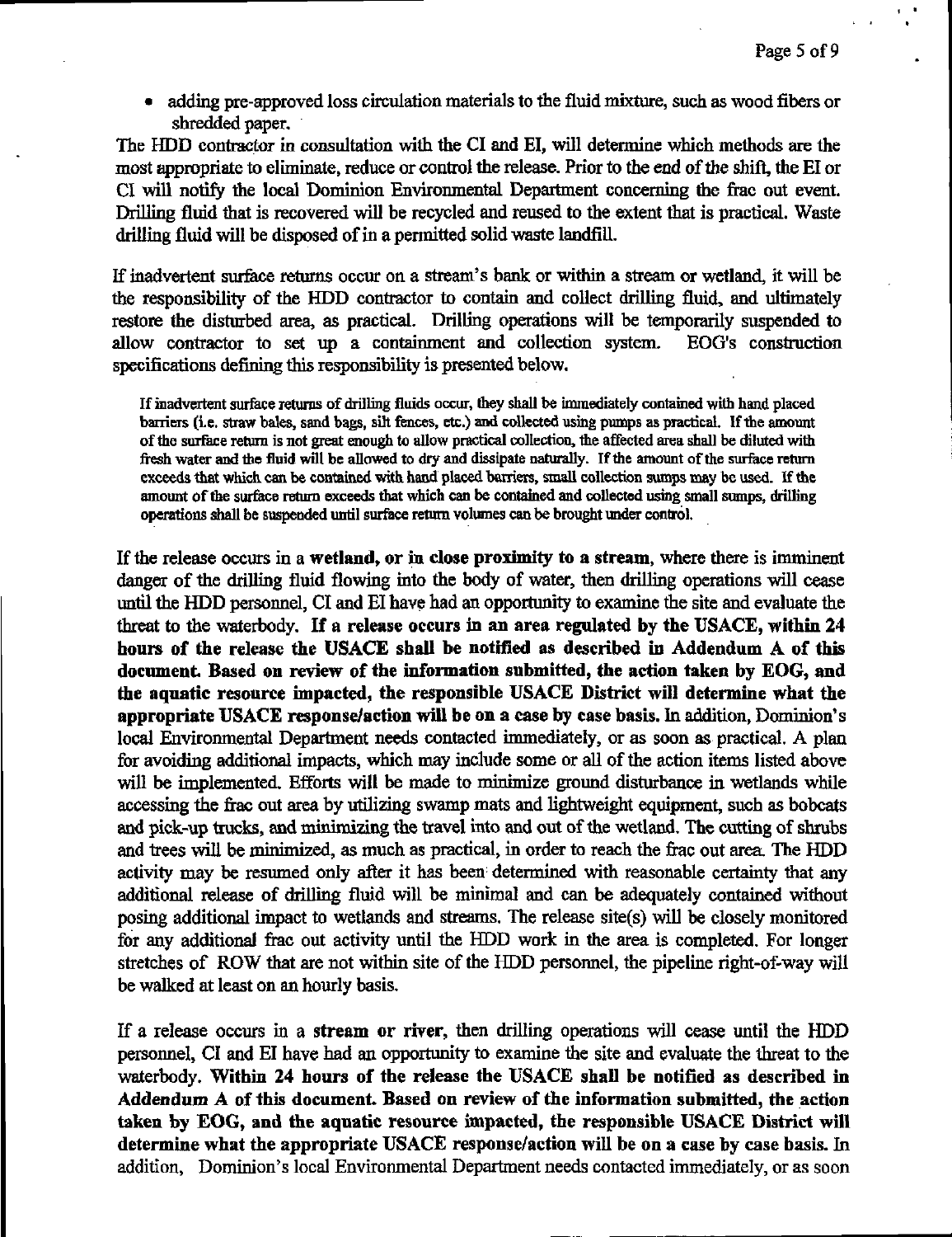- adding pre-approved loss circulation materials to the fluid mixture, such as wood fibers or shredded paper.

The HDD contractor in consultation with the CI and EI, will determine which methods are the most appropriate to eliminate, reduce or control the release. Prior to the end of the shift, the EI or CI will notify the local Dominion Environmental Department concerning the frac out event. Drilling fluid that is recovered will be recycled and reused to the extent that is practical. Waste drilling fluid will be disposed of in a permitted solid waste landfill.

If inadvertent surface returns occur on a stream's bank or within a stream or wetland, it will be the responsibility of the HDD contractor to contain and collect drilling fluid, and ultimately restore the disturbed area, as practical. Drilling operations will be temporarily suspended to allow contractor to set up a containment and collection system. EOG's construction specifications defining this responsibility is presented below.

> If inadvertent surface returns of drilling fluids occur, they shall be immediately contained with hand placed barriers (i.e. straw bales, sand bags, silt fences, etc.) and collected using pumps as practical. If the amount of the surface return is not great enough to allow practical collection, the affected area shall be diluted with fresh water and the fluid will be allowed to dry and dissipate naturally. If the amount of the surface return exceeds that which can be contained with hand placed barriers, small collection sumps may be used. If the amount of the surface return exceeds that which can be contained and collected using small sumps, drilling operations shall be suspended until surface return volumes can be brought under control.

If the release occurs in a **wetland, or in close proximity to a stream**, where there is imminent danger of the drilling fluid flowing into the body of water, then drilling operations will cease until the HDD personnel, CI and EI have had an opportunity to examine the site and evaluate the threat to the waterbody. **If a release occurs in an area regulated by the USACE, within 24 hours of the release the USACE shall be notified as described in Addendum A of this document. Based on review of the information submitted, the action taken by EOG, and the aquatic resource impacted, the responsible USACE District will determine what the appropriate USACE response/action will be on a case by case basis.** In addition, Dominion's local Environmental Department needs contacted immediately, or as soon as practical. A plan for avoiding additional impacts, which may include some or all of the action items listed above will be implemented. Efforts will be made to minimize ground disturbance in wetlands while accessing the frac out area by utilizing swamp mats and lightweight equipment, such as bobcats and pick-up trucks, and minimizing the travel into and out of the wetland. The cutting of shrubs and trees will be minimized, as much as practical, in order to reach the frac out area. The HDD activity may be resumed only after it has been determined with reasonable certainty that any additional release of drilling fluid will be minimal and can be adequately contained without posing additional impact to wetlands and streams. The release site(s) will be closely monitored for any additional frac out activity until the HDD work in the area is completed. For longer stretches of ROW that are not within site of the HDD personnel, the pipeline right-of-way will be walked at least on an hourly basis.

If a release occurs in a **stream or river**, then drilling operations will cease until the HDD personnel, CI and EI have had an opportunity to examine the site and evaluate the threat to the waterbody. **Within 24 hours of the release the USACE shall be notified as described in Addendum A of this document. Based on review of the information submitted, the action taken by EOG, and the aquatic resource impacted, the responsible USACE District will determine what the appropriate USACE response/action will be on a case by case basis.** In addition, Dominion's local Environmental Department needs contacted immediately, or as soon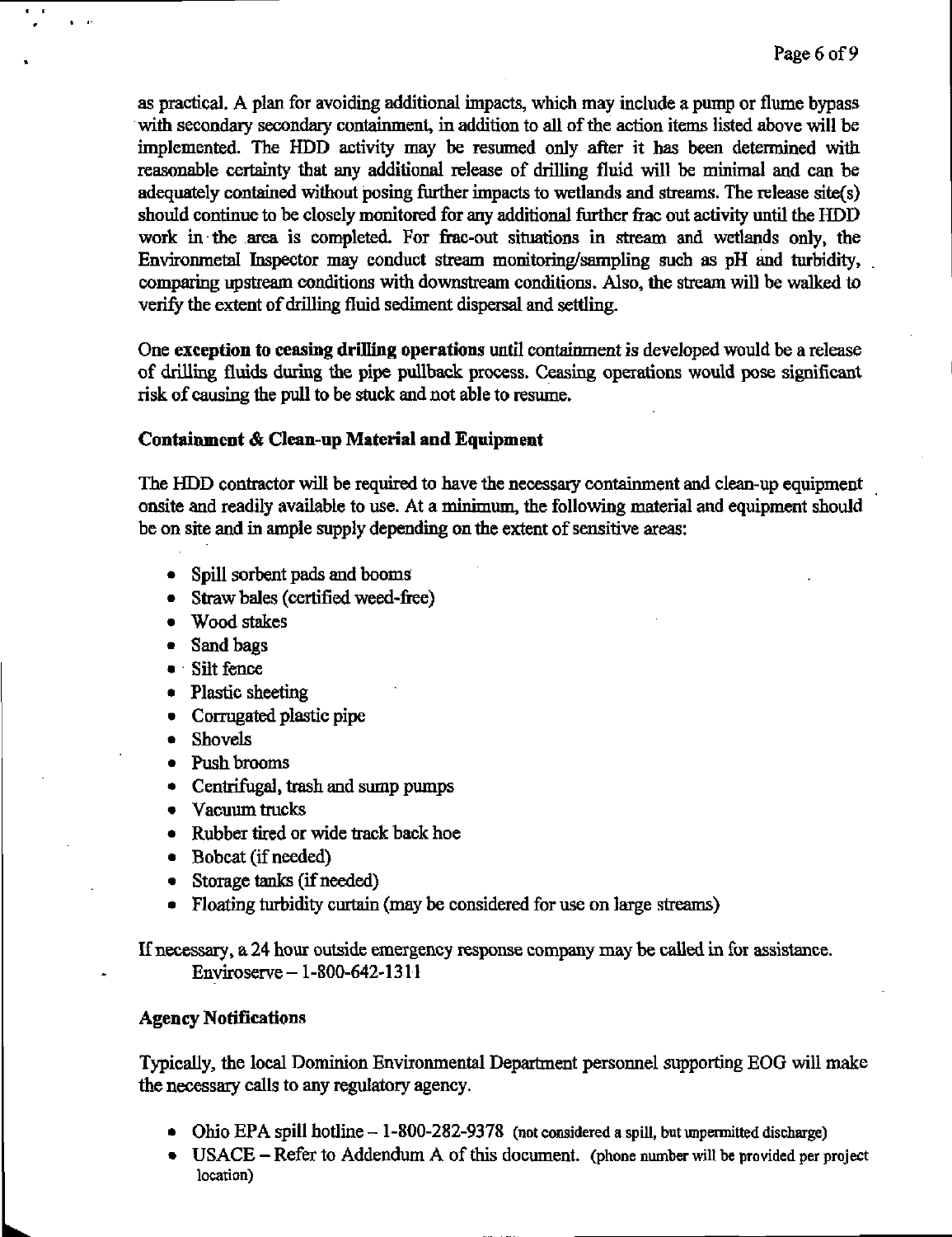as practical. A plan for avoiding additional impacts, which may include a pump or flume bypass with secondary secondary containment, in addition to all of the action items listed above will be implemented. The HDD activity may be resumed only after it has been determined with reasonable certainty that any additional release of drilling fluid will be minimal and can be adequately contained without posing further impacts to wetlands and streams. The release site(s) should continue to be closely monitored for any additional further frac out activity until the HDD work in the area is completed. For frac-out situations in stream and wetlands only, the Environmetal Inspector may conduct stream monitoring/sampling such as pH and turbidity, comparing upstream conditions with downstream conditions. Also, the stream will be walked to verify the extent of drilling fluid sediment dispersal and settling.

One **exception to ceasing drilling operations** until containment is developed would be a release of drilling fluids during the pipe pullback process. Ceasing operations would pose significant risk of causing the pull to be stuck and not able to resume.

**Containment & Clean-up Material and Equipment**

The HDD contractor will be required to have the necessary containment and clean-up equipment onsite and readily available to use. At a minimum, the following material and equipment should be on site and in ample supply depending on the extent of sensitive areas:

- Spill sorbent pads and booms
- Straw bales (certified weed-free)
- Wood stakes
- Sand bags
- Silt fence
- Plastic sheeting
- Corrugated plastic pipe
- Shovels
- Push brooms
- Centrifugal, trash and sump pumps
- Vacuum trucks
- Rubber tired or wide track back hoe
- Bobcat (if needed)
- Storage tanks (if needed)
- Floating turbidity curtain (may be considered for use on large streams)

If necessary, a 24 hour outside emergency response company may be called in for assistance.
Enviroserve – 1-800-642-1311

**Agency Notifications**

Typically, the local Dominion Environmental Department personnel supporting EOG will make the necessary calls to any regulatory agency.

- Ohio EPA spill hotline – 1-800-282-9378 (not considered a spill, but unpermitted discharge)
- USACE – Refer to Addendum A of this document. (phone number will be provided per project location)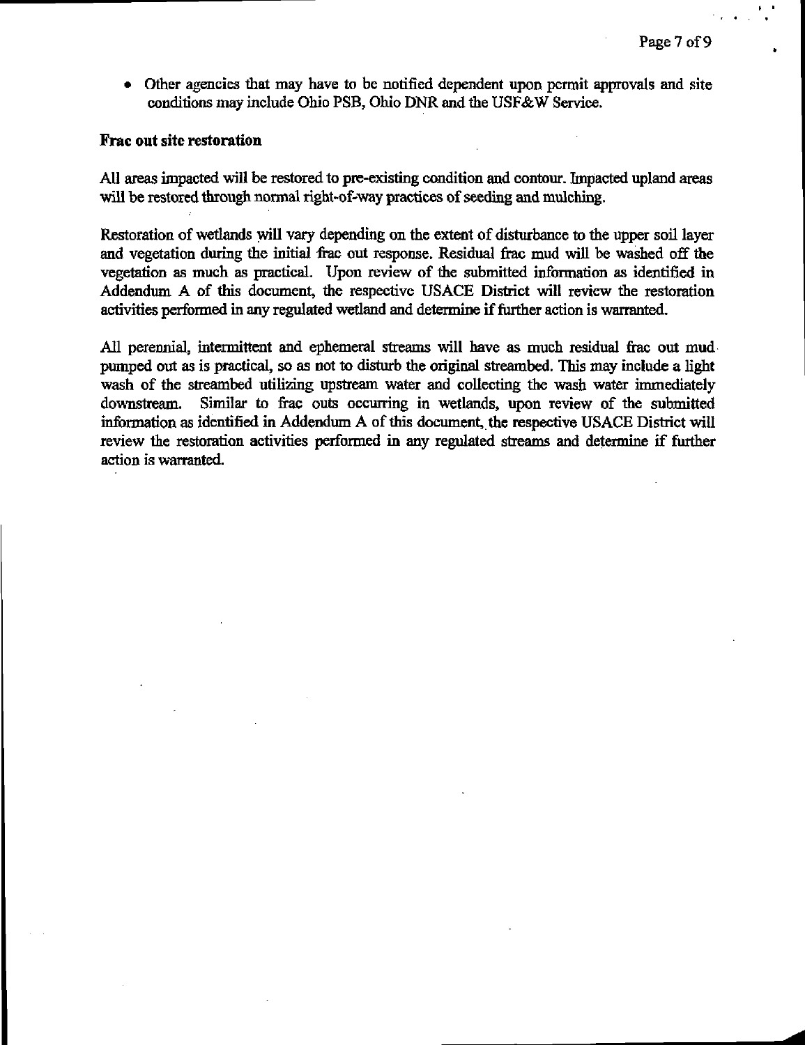- Other agencies that may have to be notified dependent upon permit approvals and site conditions may include Ohio PSB, Ohio DNR and the USF&W Service.

**Frac out site restoration**

All areas impacted will be restored to pre-existing condition and contour. Impacted upland areas will be restored through normal right-of-way practices of seeding and mulching.

Restoration of wetlands will vary depending on the extent of disturbance to the upper soil layer and vegetation during the initial frac out response. Residual frac mud will be washed off the vegetation as much as practical. Upon review of the submitted information as identified in Addendum A of this document, the respective USACE District will review the restoration activities performed in any regulated wetland and determine if further action is warranted.

All perennial, intermittent and ephemeral streams will have as much residual frac out mud pumped out as is practical, so as not to disturb the original streambed. This may include a light wash of the streambed utilizing upstream water and collecting the wash water immediately downstream. Similar to frac outs occurring in wetlands, upon review of the submitted information as identified in Addendum A of this document, the respective USACE District will review the restoration activities performed in any regulated streams and determine if further action is warranted.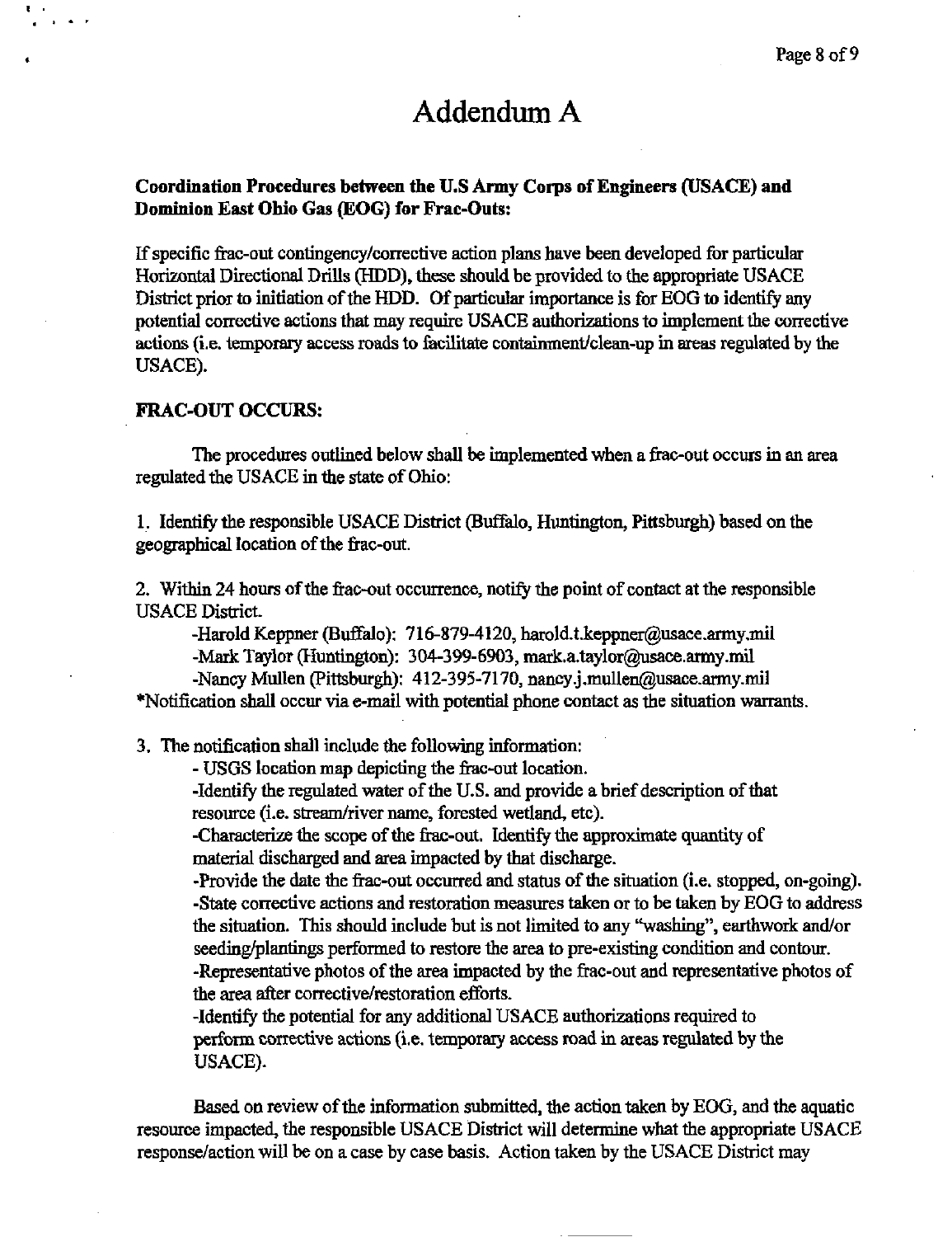# Addendum A

**Coordination Procedures between the U.S Army Corps of Engineers (USACE) and Dominion East Ohio Gas (EOG) for Frac-Outs:**

If specific frac-out contingency/corrective action plans have been developed for particular Horizontal Directional Drills (HDD), these should be provided to the appropriate USACE District prior to initiation of the HDD. Of particular importance is for EOG to identify any potential corrective actions that may require USACE authorizations to implement the corrective actions (i.e. temporary access roads to facilitate containment/clean-up in areas regulated by the USACE).

**FRAC-OUT OCCURS:**

The procedures outlined below shall be implemented when a frac-out occurs in an area regulated the USACE in the state of Ohio:

1. Identify the responsible USACE District (Buffalo, Huntington, Pittsburgh) based on the geographical location of the frac-out.

2. Within 24 hours of the frac-out occurrence, notify the point of contact at the responsible USACE District.

   -Harold Keppner (Buffalo): 716-879-4120, harold.t.keppner@usace.army.mil
   -Mark Taylor (Huntington): 304-399-6903, mark.a.taylor@usace.army.mil
   -Nancy Mullen (Pittsburgh): 412-395-7170, nancy.j.mullen@usace.army.mil

*Notification shall occur via e-mail with potential phone contact as the situation warrants.

3. The notification shall include the following information:

   - USGS location map depicting the frac-out location.
   -Identify the regulated water of the U.S. and provide a brief description of that resource (i.e. stream/river name, forested wetland, etc).
   -Characterize the scope of the frac-out. Identify the approximate quantity of material discharged and area impacted by that discharge.
   -Provide the date the frac-out occurred and status of the situation (i.e. stopped, on-going).
   -State corrective actions and restoration measures taken or to be taken by EOG to address the situation. This should include but is not limited to any "washing", earthwork and/or seeding/plantings performed to restore the area to pre-existing condition and contour.
   -Representative photos of the area impacted by the frac-out and representative photos of the area after corrective/restoration efforts.
   -Identify the potential for any additional USACE authorizations required to perform corrective actions (i.e. temporary access road in areas regulated by the USACE).

Based on review of the information submitted, the action taken by EOG, and the aquatic resource impacted, the responsible USACE District will determine what the appropriate USACE response/action will be on a case by case basis. Action taken by the USACE District may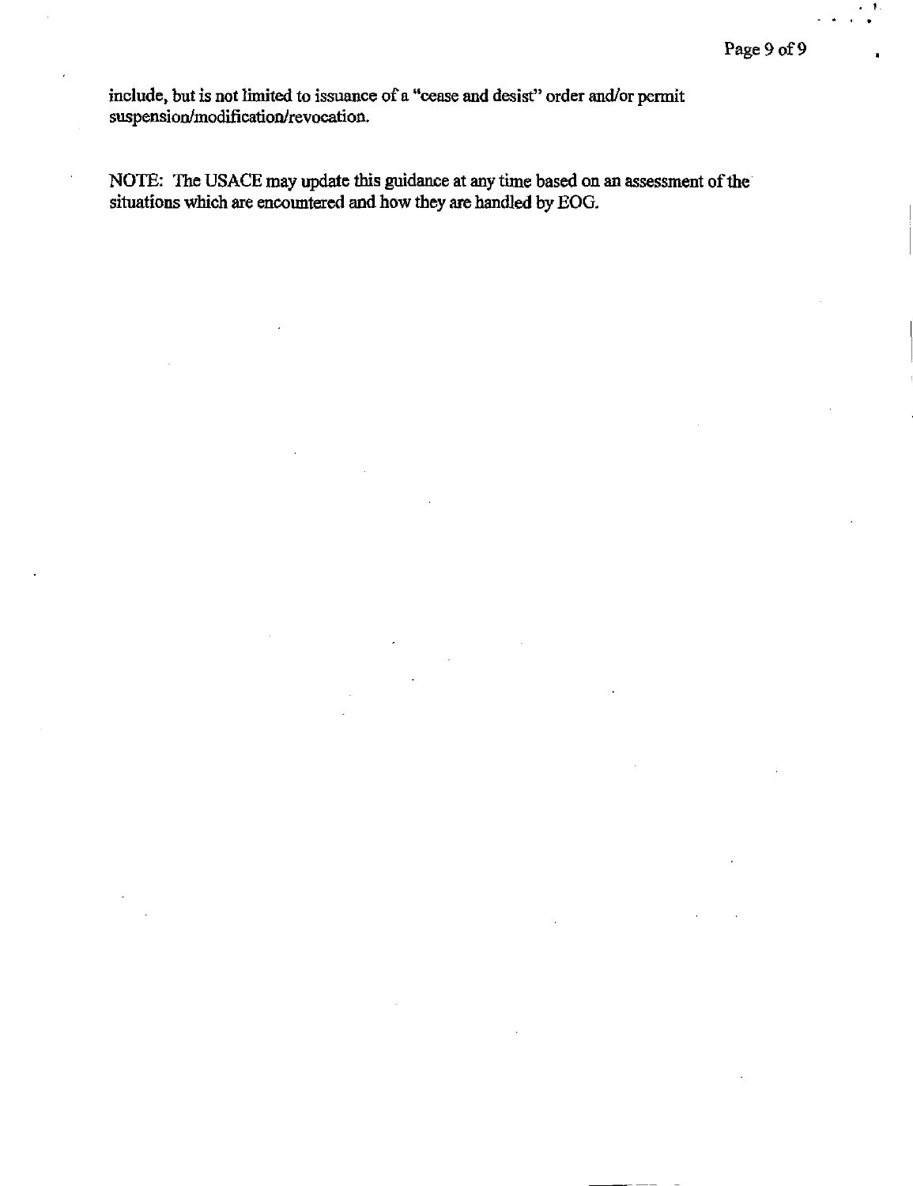include, but is not limited to issuance of a "cease and desist" order and/or permit suspension/modification/revocation.

NOTE: The USACE may update this guidance at any time based on an assessment of the situations which are encountered and how they are handled by EOG.